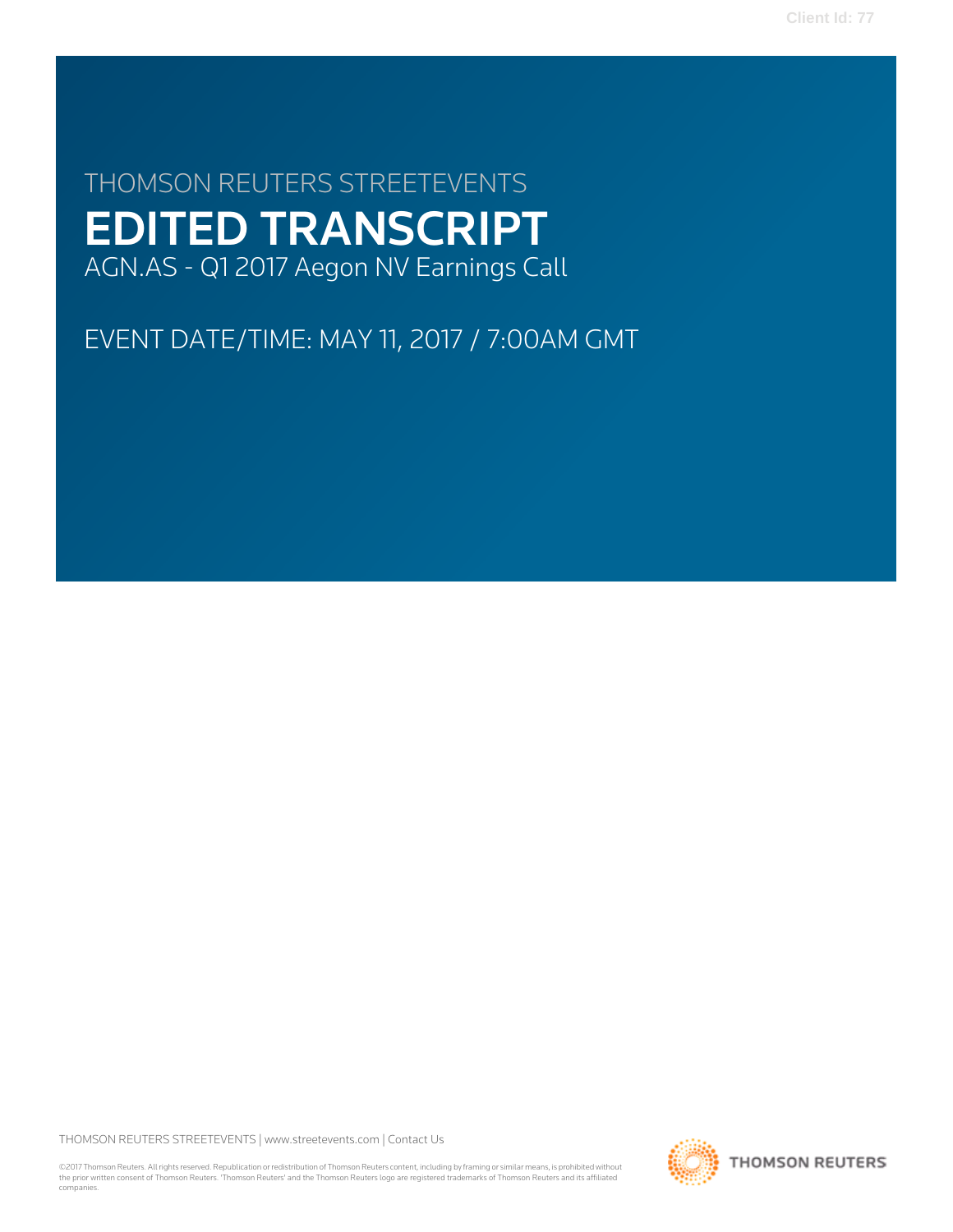THOMSON REUTERS STREETEVENTS

# EDITED TRANSCRIPT

AGN.AS - Q1 2017 Aegon NV Earnings Call

EVENT DATE/TIME: MAY 11, 2017 / 7:00AM GMT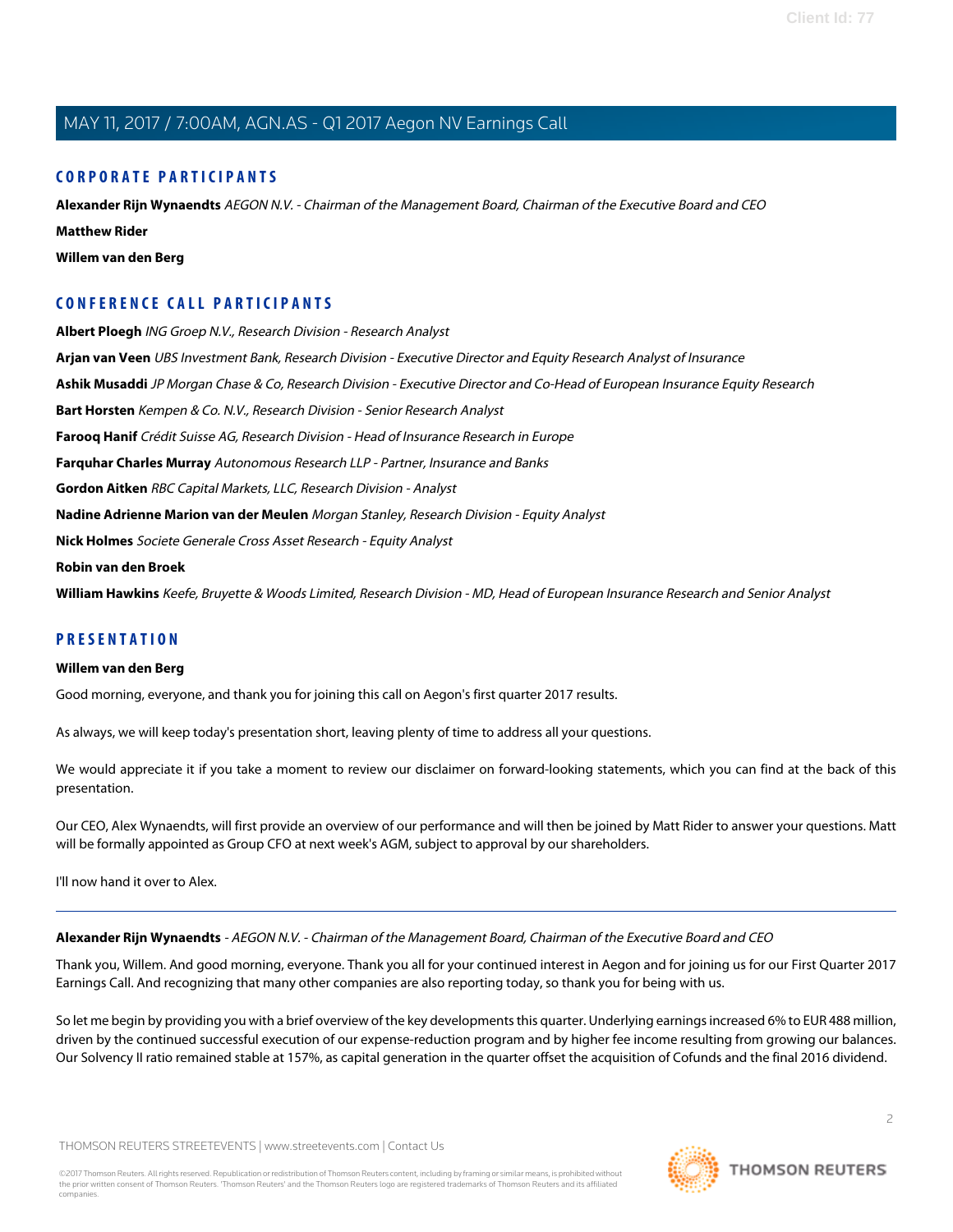## CORPORATE PARTICIPANTS

**Alexander Rijn Wynaendts** *AEGON N.V. - Chairman of the Management Board, Chairman of the Executive Board and CEO*

**Matthew Rider**

**Willem van den Berg**

## CONFERENCE CALL PARTICIPANTS

**Albert Ploegh** *ING Groep N.V., Research Division - Research Analyst*

**Arjan van Veen** *UBS Investment Bank, Research Division - Executive Director and Equity Research Analyst of Insurance*

**Ashik Musaddi** *JP Morgan Chase & Co, Research Division - Executive Director and Co-Head of European Insurance Equity Research*

**Bart Horsten** *Kempen & Co. N.V., Research Division - Senior Research Analyst*

**Farooq Hanif** *Crédit Suisse AG, Research Division - Head of Insurance Research in Europe*

**Farquhar Charles Murray** *Autonomous Research LLP - Partner, Insurance and Banks*

**Gordon Aitken** *RBC Capital Markets, LLC, Research Division - Analyst*

**Nadine Adrienne Marion van der Meulen** *Morgan Stanley, Research Division - Equity Analyst*

**Nick Holmes** *Societe Generale Cross Asset Research - Equity Analyst*

**Robin van den Broek**

**William Hawkins** *Keefe, Bruyette & Woods Limited, Research Division - MD, Head of European Insurance Research and Senior Analyst*

## PRESENTATION

**Willem van den Berg**

Good morning, everyone, and thank you for joining this call on Aegon's first quarter 2017 results.

As always, we will keep today's presentation short, leaving plenty of time to address all your questions.

We would appreciate it if you take a moment to review our disclaimer on forward-looking statements, which you can find at the back of this presentation.

Our CEO, Alex Wynaendts, will first provide an overview of our performance and will then be joined by Matt Rider to answer your questions. Matt will be formally appointed as Group CFO at next week's AGM, subject to approval by our shareholders.

I'll now hand it over to Alex.

---

**Alexander Rijn Wynaendts** - *AEGON N.V. - Chairman of the Management Board, Chairman of the Executive Board and CEO*

Thank you, Willem. And good morning, everyone. Thank you all for your continued interest in Aegon and for joining us for our First Quarter 2017 Earnings Call. And recognizing that many other companies are also reporting today, so thank you for being with us.

So let me begin by providing you with a brief overview of the key developments this quarter. Underlying earnings increased 6% to EUR 488 million, driven by the continued successful execution of our expense-reduction program and by higher fee income resulting from growing our balances. Our Solvency II ratio remained stable at 157%, as capital generation in the quarter offset the acquisition of Cofunds and the final 2016 dividend.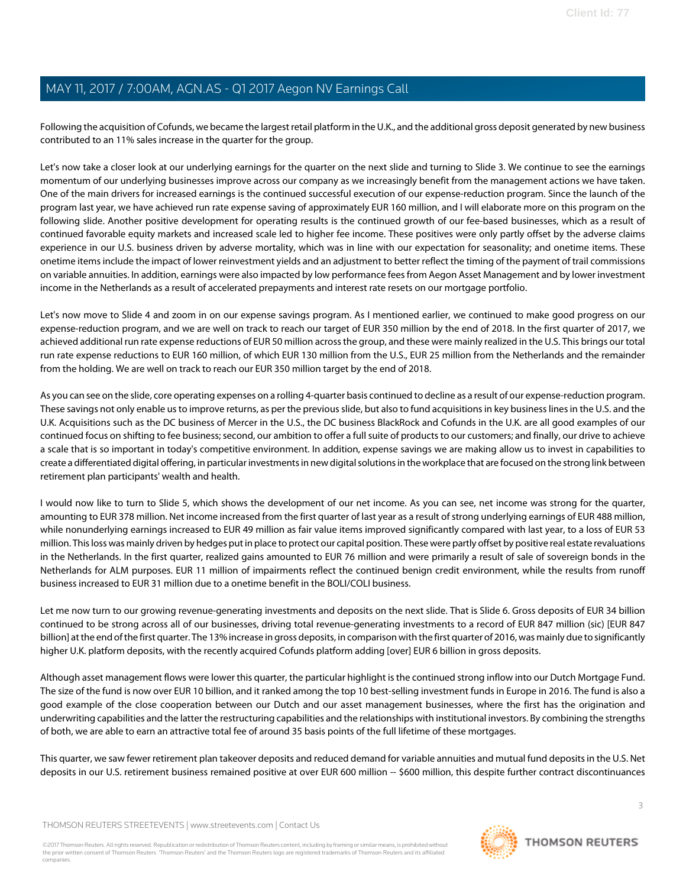Following the acquisition of Cofunds, we became the largest retail platform in the U.K., and the additional gross deposit generated by new business contributed to an 11% sales increase in the quarter for the group.

Let's now take a closer look at our underlying earnings for the quarter on the next slide and turning to Slide 3. We continue to see the earnings momentum of our underlying businesses improve across our company as we increasingly benefit from the management actions we have taken. One of the main drivers for increased earnings is the continued successful execution of our expense-reduction program. Since the launch of the program last year, we have achieved run rate expense saving of approximately EUR 160 million, and I will elaborate more on this program on the following slide. Another positive development for operating results is the continued growth of our fee-based businesses, which as a result of continued favorable equity markets and increased scale led to higher fee income. These positives were only partly offset by the adverse claims experience in our U.S. business driven by adverse mortality, which was in line with our expectation for seasonality; and onetime items. These onetime items include the impact of lower reinvestment yields and an adjustment to better reflect the timing of the payment of trail commissions on variable annuities. In addition, earnings were also impacted by low performance fees from Aegon Asset Management and by lower investment income in the Netherlands as a result of accelerated prepayments and interest rate resets on our mortgage portfolio.

Let's now move to Slide 4 and zoom in on our expense savings program. As I mentioned earlier, we continued to make good progress on our expense-reduction program, and we are well on track to reach our target of EUR 350 million by the end of 2018. In the first quarter of 2017, we achieved additional run rate expense reductions of EUR 50 million across the group, and these were mainly realized in the U.S. This brings our total run rate expense reductions to EUR 160 million, of which EUR 130 million from the U.S., EUR 25 million from the Netherlands and the remainder from the holding. We are well on track to reach our EUR 350 million target by the end of 2018.

As you can see on the slide, core operating expenses on a rolling 4-quarter basis continued to decline as a result of our expense-reduction program. These savings not only enable us to improve returns, as per the previous slide, but also to fund acquisitions in key business lines in the U.S. and the U.K. Acquisitions such as the DC business of Mercer in the U.S., the DC business BlackRock and Cofunds in the U.K. are all good examples of our continued focus on shifting to fee business; second, our ambition to offer a full suite of products to our customers; and finally, our drive to achieve a scale that is so important in today's competitive environment. In addition, expense savings we are making allow us to invest in capabilities to create a differentiated digital offering, in particular investments in new digital solutions in the workplace that are focused on the strong link between retirement plan participants' wealth and health.

I would now like to turn to Slide 5, which shows the development of our net income. As you can see, net income was strong for the quarter, amounting to EUR 378 million. Net income increased from the first quarter of last year as a result of strong underlying earnings of EUR 488 million, while nonunderlying earnings increased to EUR 49 million as fair value items improved significantly compared with last year, to a loss of EUR 53 million. This loss was mainly driven by hedges put in place to protect our capital position. These were partly offset by positive real estate revaluations in the Netherlands. In the first quarter, realized gains amounted to EUR 76 million and were primarily a result of sale of sovereign bonds in the Netherlands for ALM purposes. EUR 11 million of impairments reflect the continued benign credit environment, while the results from runoff business increased to EUR 31 million due to a onetime benefit in the BOLI/COLI business.

Let me now turn to our growing revenue-generating investments and deposits on the next slide. That is Slide 6. Gross deposits of EUR 34 billion continued to be strong across all of our businesses, driving total revenue-generating investments to a record of EUR 847 million (sic) [EUR 847 billion] at the end of the first quarter. The 13% increase in gross deposits, in comparison with the first quarter of 2016, was mainly due to significantly higher U.K. platform deposits, with the recently acquired Cofunds platform adding [over] EUR 6 billion in gross deposits.

Although asset management flows were lower this quarter, the particular highlight is the continued strong inflow into our Dutch Mortgage Fund. The size of the fund is now over EUR 10 billion, and it ranked among the top 10 best-selling investment funds in Europe in 2016. The fund is also a good example of the close cooperation between our Dutch and our asset management businesses, where the first has the origination and underwriting capabilities and the latter the restructuring capabilities and the relationships with institutional investors. By combining the strengths of both, we are able to earn an attractive total fee of around 35 basis points of the full lifetime of these mortgages.

This quarter, we saw fewer retirement plan takeover deposits and reduced demand for variable annuities and mutual fund deposits in the U.S. Net deposits in our U.S. retirement business remained positive at over EUR 600 million -- $600 million, this despite further contract discontinuances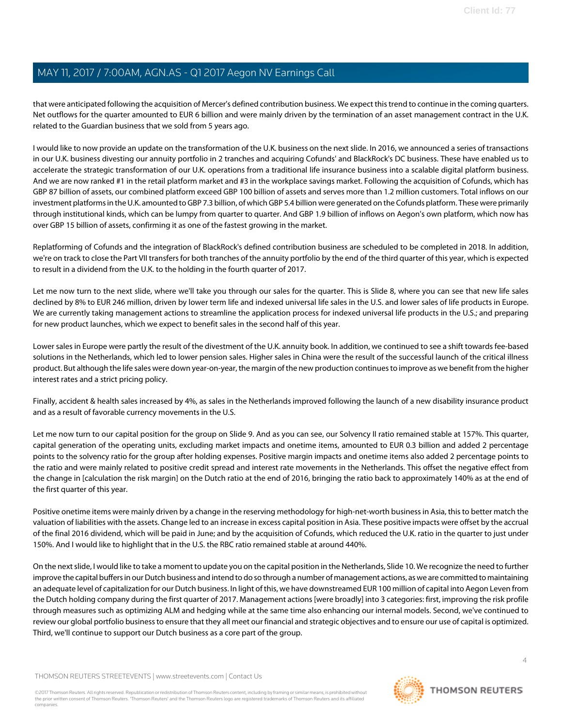that were anticipated following the acquisition of Mercer's defined contribution business. We expect this trend to continue in the coming quarters. Net outflows for the quarter amounted to EUR 6 billion and were mainly driven by the termination of an asset management contract in the U.K. related to the Guardian business that we sold from 5 years ago.

I would like to now provide an update on the transformation of the U.K. business on the next slide. In 2016, we announced a series of transactions in our U.K. business divesting our annuity portfolio in 2 tranches and acquiring Cofunds' and BlackRock's DC business. These have enabled us to accelerate the strategic transformation of our U.K. operations from a traditional life insurance business into a scalable digital platform business. And we are now ranked #1 in the retail platform market and #3 in the workplace savings market. Following the acquisition of Cofunds, which has GBP 87 billion of assets, our combined platform exceed GBP 100 billion of assets and serves more than 1.2 million customers. Total inflows on our investment platforms in the U.K. amounted to GBP 7.3 billion, of which GBP 5.4 billion were generated on the Cofunds platform. These were primarily through institutional kinds, which can be lumpy from quarter to quarter. And GBP 1.9 billion of inflows on Aegon's own platform, which now has over GBP 15 billion of assets, confirming it as one of the fastest growing in the market.

Replatforming of Cofunds and the integration of BlackRock's defined contribution business are scheduled to be completed in 2018. In addition, we're on track to close the Part VII transfers for both tranches of the annuity portfolio by the end of the third quarter of this year, which is expected to result in a dividend from the U.K. to the holding in the fourth quarter of 2017.

Let me now turn to the next slide, where we'll take you through our sales for the quarter. This is Slide 8, where you can see that new life sales declined by 8% to EUR 246 million, driven by lower term life and indexed universal life sales in the U.S. and lower sales of life products in Europe. We are currently taking management actions to streamline the application process for indexed universal life products in the U.S.; and preparing for new product launches, which we expect to benefit sales in the second half of this year.

Lower sales in Europe were partly the result of the divestment of the U.K. annuity book. In addition, we continued to see a shift towards fee-based solutions in the Netherlands, which led to lower pension sales. Higher sales in China were the result of the successful launch of the critical illness product. But although the life sales were down year-on-year, the margin of the new production continues to improve as we benefit from the higher interest rates and a strict pricing policy.

Finally, accident & health sales increased by 4%, as sales in the Netherlands improved following the launch of a new disability insurance product and as a result of favorable currency movements in the U.S.

Let me now turn to our capital position for the group on Slide 9. And as you can see, our Solvency II ratio remained stable at 157%. This quarter, capital generation of the operating units, excluding market impacts and onetime items, amounted to EUR 0.3 billion and added 2 percentage points to the solvency ratio for the group after holding expenses. Positive margin impacts and onetime items also added 2 percentage points to the ratio and were mainly related to positive credit spread and interest rate movements in the Netherlands. This offset the negative effect from the change in [calculation the risk margin] on the Dutch ratio at the end of 2016, bringing the ratio back to approximately 140% as at the end of the first quarter of this year.

Positive onetime items were mainly driven by a change in the reserving methodology for high-net-worth business in Asia, this to better match the valuation of liabilities with the assets. Change led to an increase in excess capital position in Asia. These positive impacts were offset by the accrual of the final 2016 dividend, which will be paid in June; and by the acquisition of Cofunds, which reduced the U.K. ratio in the quarter to just under 150%. And I would like to highlight that in the U.S. the RBC ratio remained stable at around 440%.

On the next slide, I would like to take a moment to update you on the capital position in the Netherlands, Slide 10. We recognize the need to further improve the capital buffers in our Dutch business and intend to do so through a number of management actions, as we are committed to maintaining an adequate level of capitalization for our Dutch business. In light of this, we have downstreamed EUR 100 million of capital into Aegon Leven from the Dutch holding company during the first quarter of 2017. Management actions [were broadly] into 3 categories: first, improving the risk profile through measures such as optimizing ALM and hedging while at the same time also enhancing our internal models. Second, we've continued to review our global portfolio business to ensure that they all meet our financial and strategic objectives and to ensure our use of capital is optimized. Third, we'll continue to support our Dutch business as a core part of the group.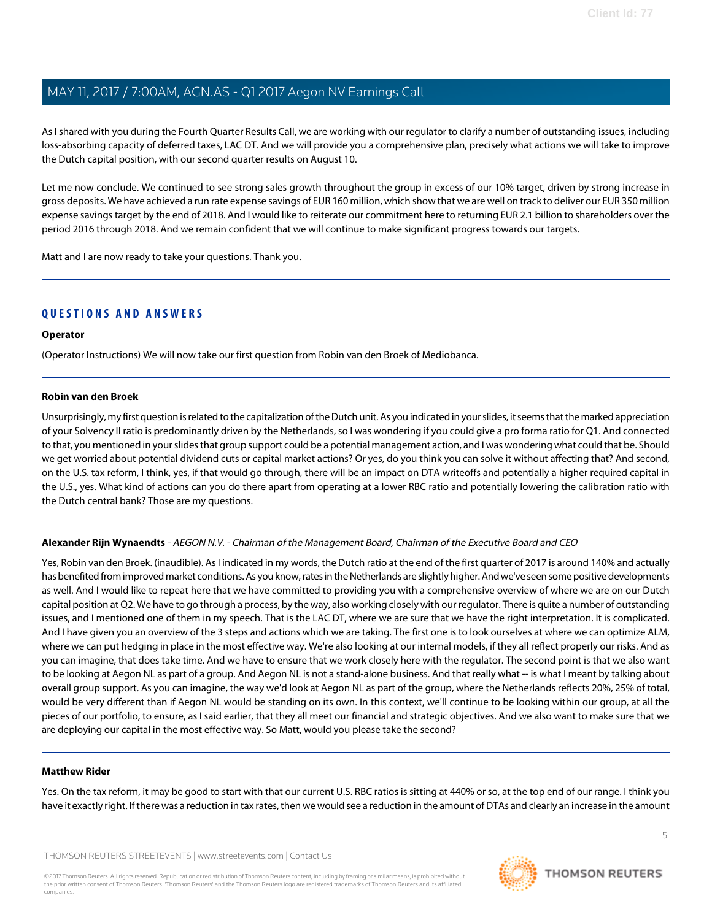As I shared with you during the Fourth Quarter Results Call, we are working with our regulator to clarify a number of outstanding issues, including loss-absorbing capacity of deferred taxes, LAC DT. And we will provide you a comprehensive plan, precisely what actions we will take to improve the Dutch capital position, with our second quarter results on August 10.

Let me now conclude. We continued to see strong sales growth throughout the group in excess of our 10% target, driven by strong increase in gross deposits. We have achieved a run rate expense savings of EUR 160 million, which show that we are well on track to deliver our EUR 350 million expense savings target by the end of 2018. And I would like to reiterate our commitment here to returning EUR 2.1 billion to shareholders over the period 2016 through 2018. And we remain confident that we will continue to make significant progress towards our targets.

Matt and I are now ready to take your questions. Thank you.

---

## QUESTIONS AND ANSWERS

**Operator**

(Operator Instructions) We will now take our first question from Robin van den Broek of Mediobanca.

---

**Robin van den Broek**

Unsurprisingly, my first question is related to the capitalization of the Dutch unit. As you indicated in your slides, it seems that the marked appreciation of your Solvency II ratio is predominantly driven by the Netherlands, so I was wondering if you could give a pro forma ratio for Q1. And connected to that, you mentioned in your slides that group support could be a potential management action, and I was wondering what could that be. Should we get worried about potential dividend cuts or capital market actions? Or yes, do you think you can solve it without affecting that? And second, on the U.S. tax reform, I think, yes, if that would go through, there will be an impact on DTA writeoffs and potentially a higher required capital in the U.S., yes. What kind of actions can you do there apart from operating at a lower RBC ratio and potentially lowering the calibration ratio with the Dutch central bank? Those are my questions.

---

**Alexander Rijn Wynaendts** - *AEGON N.V. - Chairman of the Management Board, Chairman of the Executive Board and CEO*

Yes, Robin van den Broek. (inaudible). As I indicated in my words, the Dutch ratio at the end of the first quarter of 2017 is around 140% and actually has benefited from improved market conditions. As you know, rates in the Netherlands are slightly higher. And we've seen some positive developments as well. And I would like to repeat here that we have committed to providing you with a comprehensive overview of where we are on our Dutch capital position at Q2. We have to go through a process, by the way, also working closely with our regulator. There is quite a number of outstanding issues, and I mentioned one of them in my speech. That is the LAC DT, where we are sure that we have the right interpretation. It is complicated. And I have given you an overview of the 3 steps and actions which we are taking. The first one is to look ourselves at where we can optimize ALM, where we can put hedging in place in the most effective way. We're also looking at our internal models, if they all reflect properly our risks. And as you can imagine, that does take time. And we have to ensure that we work closely here with the regulator. The second point is that we also want to be looking at Aegon NL as part of a group. And Aegon NL is not a stand-alone business. And that really what -- is what I meant by talking about overall group support. As you can imagine, the way we'd look at Aegon NL as part of the group, where the Netherlands reflects 20%, 25% of total, would be very different than if Aegon NL would be standing on its own. In this context, we'll continue to be looking within our group, at all the pieces of our portfolio, to ensure, as I said earlier, that they all meet our financial and strategic objectives. And we also want to make sure that we are deploying our capital in the most effective way. So Matt, would you please take the second?

---

**Matthew Rider**

Yes. On the tax reform, it may be good to start with that our current U.S. RBC ratios is sitting at 440% or so, at the top end of our range. I think you have it exactly right. If there was a reduction in tax rates, then we would see a reduction in the amount of DTAs and clearly an increase in the amount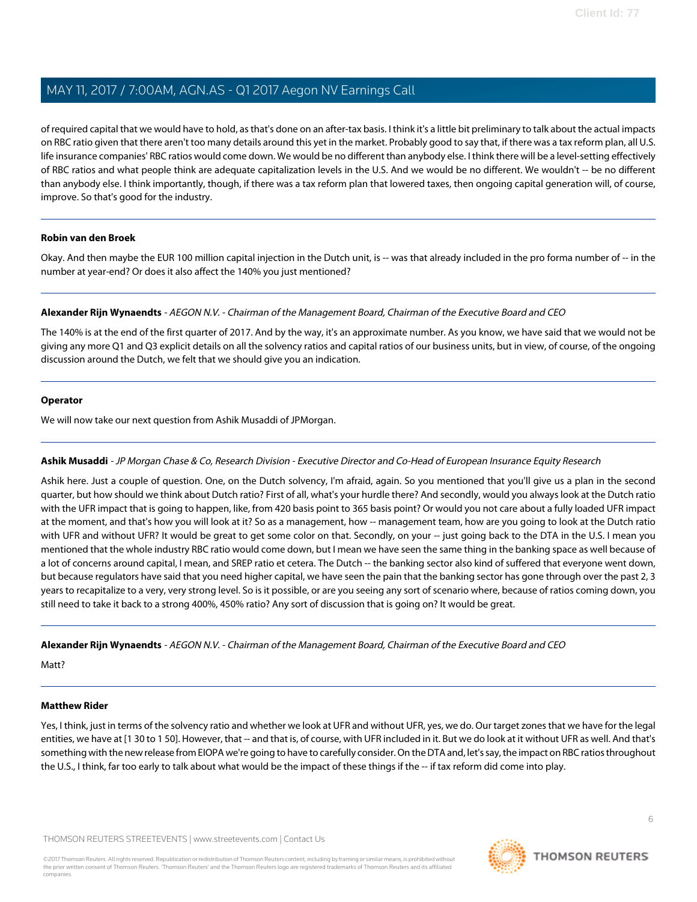of required capital that we would have to hold, as that's done on an after-tax basis. I think it's a little bit preliminary to talk about the actual impacts on RBC ratio given that there aren't too many details around this yet in the market. Probably good to say that, if there was a tax reform plan, all U.S. life insurance companies' RBC ratios would come down. We would be no different than anybody else. I think there will be a level-setting effectively of RBC ratios and what people think are adequate capitalization levels in the U.S. And we would be no different. We wouldn't -- be no different than anybody else. I think importantly, though, if there was a tax reform plan that lowered taxes, then ongoing capital generation will, of course, improve. So that's good for the industry.

**Robin van den Broek**

Okay. And then maybe the EUR 100 million capital injection in the Dutch unit, is -- was that already included in the pro forma number of -- in the number at year-end? Or does it also affect the 140% you just mentioned?

**Alexander Rijn Wynaendts** - *AEGON N.V. - Chairman of the Management Board, Chairman of the Executive Board and CEO*

The 140% is at the end of the first quarter of 2017. And by the way, it's an approximate number. As you know, we have said that we would not be giving any more Q1 and Q3 explicit details on all the solvency ratios and capital ratios of our business units, but in view, of course, of the ongoing discussion around the Dutch, we felt that we should give you an indication.

**Operator**

We will now take our next question from Ashik Musaddi of JPMorgan.

**Ashik Musaddi** - *JP Morgan Chase & Co, Research Division - Executive Director and Co-Head of European Insurance Equity Research*

Ashik here. Just a couple of question. One, on the Dutch solvency, I'm afraid, again. So you mentioned that you'll give us a plan in the second quarter, but how should we think about Dutch ratio? First of all, what's your hurdle there? And secondly, would you always look at the Dutch ratio with the UFR impact that is going to happen, like, from 420 basis point to 365 basis point? Or would you not care about a fully loaded UFR impact at the moment, and that's how you will look at it? So as a management, how -- management team, how are you going to look at the Dutch ratio with UFR and without UFR? It would be great to get some color on that. Secondly, on your -- just going back to the DTA in the U.S. I mean you mentioned that the whole industry RBC ratio would come down, but I mean we have seen the same thing in the banking space as well because of a lot of concerns around capital, I mean, and SREP ratio et cetera. The Dutch -- the banking sector also kind of suffered that everyone went down, but because regulators have said that you need higher capital, we have seen the pain that the banking sector has gone through over the past 2, 3 years to recapitalize to a very, very strong level. So is it possible, or are you seeing any sort of scenario where, because of ratios coming down, you still need to take it back to a strong 400%, 450% ratio? Any sort of discussion that is going on? It would be great.

**Alexander Rijn Wynaendts** - *AEGON N.V. - Chairman of the Management Board, Chairman of the Executive Board and CEO*

Matt?

**Matthew Rider**

Yes, I think, just in terms of the solvency ratio and whether we look at UFR and without UFR, yes, we do. Our target zones that we have for the legal entities, we have at [1 30 to 1 50]. However, that -- and that is, of course, with UFR included in it. But we do look at it without UFR as well. And that's something with the new release from EIOPA we're going to have to carefully consider. On the DTA and, let's say, the impact on RBC ratios throughout the U.S., I think, far too early to talk about what would be the impact of these things if the -- if tax reform did come into play.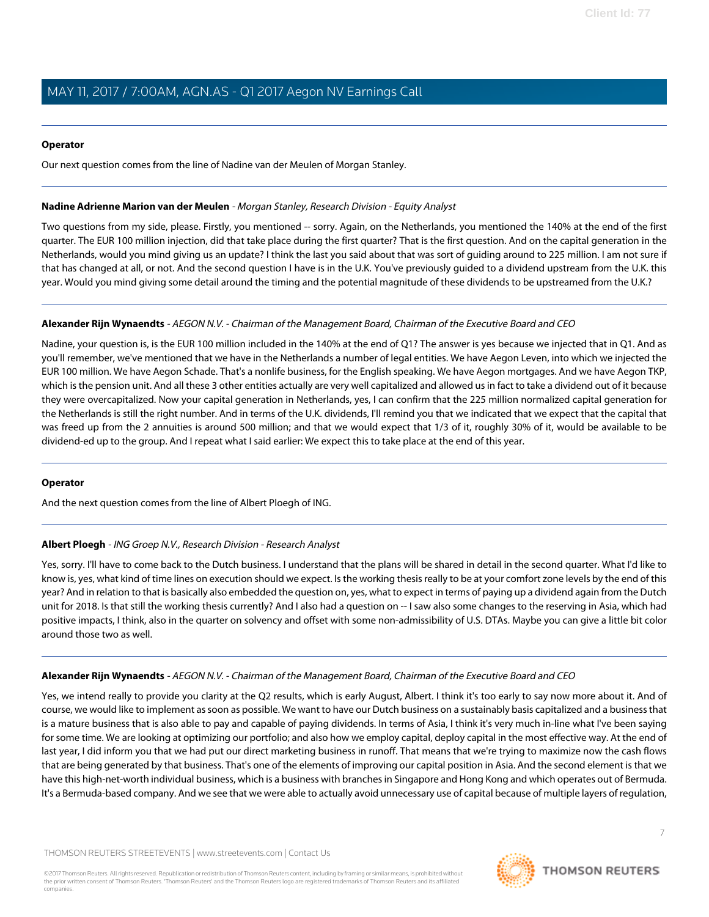**Operator**

Our next question comes from the line of Nadine van der Meulen of Morgan Stanley.

---

**Nadine Adrienne Marion van der Meulen** - *Morgan Stanley, Research Division - Equity Analyst*

Two questions from my side, please. Firstly, you mentioned -- sorry. Again, on the Netherlands, you mentioned the 140% at the end of the first quarter. The EUR 100 million injection, did that take place during the first quarter? That is the first question. And on the capital generation in the Netherlands, would you mind giving us an update? I think the last you said about that was sort of guiding around to 225 million. I am not sure if that has changed at all, or not. And the second question I have is in the U.K. You've previously guided to a dividend upstream from the U.K. this year. Would you mind giving some detail around the timing and the potential magnitude of these dividends to be upstreamed from the U.K.?

---

**Alexander Rijn Wynaendts** - *AEGON N.V. - Chairman of the Management Board, Chairman of the Executive Board and CEO*

Nadine, your question is, is the EUR 100 million included in the 140% at the end of Q1? The answer is yes because we injected that in Q1. And as you'll remember, we've mentioned that we have in the Netherlands a number of legal entities. We have Aegon Leven, into which we injected the EUR 100 million. We have Aegon Schade. That's a nonlife business, for the English speaking. We have Aegon mortgages. And we have Aegon TKP, which is the pension unit. And all these 3 other entities actually are very well capitalized and allowed us in fact to take a dividend out of it because they were overcapitalized. Now your capital generation in Netherlands, yes, I can confirm that the 225 million normalized capital generation for the Netherlands is still the right number. And in terms of the U.K. dividends, I'll remind you that we indicated that we expect that the capital that was freed up from the 2 annuities is around 500 million; and that we would expect that 1/3 of it, roughly 30% of it, would be available to be dividend-ed up to the group. And I repeat what I said earlier: We expect this to take place at the end of this year.

---

**Operator**

And the next question comes from the line of Albert Ploegh of ING.

---

**Albert Ploegh** - *ING Groep N.V., Research Division - Research Analyst*

Yes, sorry. I'll have to come back to the Dutch business. I understand that the plans will be shared in detail in the second quarter. What I'd like to know is, yes, what kind of time lines on execution should we expect. Is the working thesis really to be at your comfort zone levels by the end of this year? And in relation to that is basically also embedded the question on, yes, what to expect in terms of paying up a dividend again from the Dutch unit for 2018. Is that still the working thesis currently? And I also had a question on -- I saw also some changes to the reserving in Asia, which had positive impacts, I think, also in the quarter on solvency and offset with some non-admissibility of U.S. DTAs. Maybe you can give a little bit color around those two as well.

---

**Alexander Rijn Wynaendts** - *AEGON N.V. - Chairman of the Management Board, Chairman of the Executive Board and CEO*

Yes, we intend really to provide you clarity at the Q2 results, which is early August, Albert. I think it's too early to say now more about it. And of course, we would like to implement as soon as possible. We want to have our Dutch business on a sustainably basis capitalized and a business that is a mature business that is also able to pay and capable of paying dividends. In terms of Asia, I think it's very much in-line what I've been saying for some time. We are looking at optimizing our portfolio; and also how we employ capital, deploy capital in the most effective way. At the end of last year, I did inform you that we had put our direct marketing business in runoff. That means that we're trying to maximize now the cash flows that are being generated by that business. That's one of the elements of improving our capital position in Asia. And the second element is that we have this high-net-worth individual business, which is a business with branches in Singapore and Hong Kong and which operates out of Bermuda. It's a Bermuda-based company. And we see that we were able to actually avoid unnecessary use of capital because of multiple layers of regulation,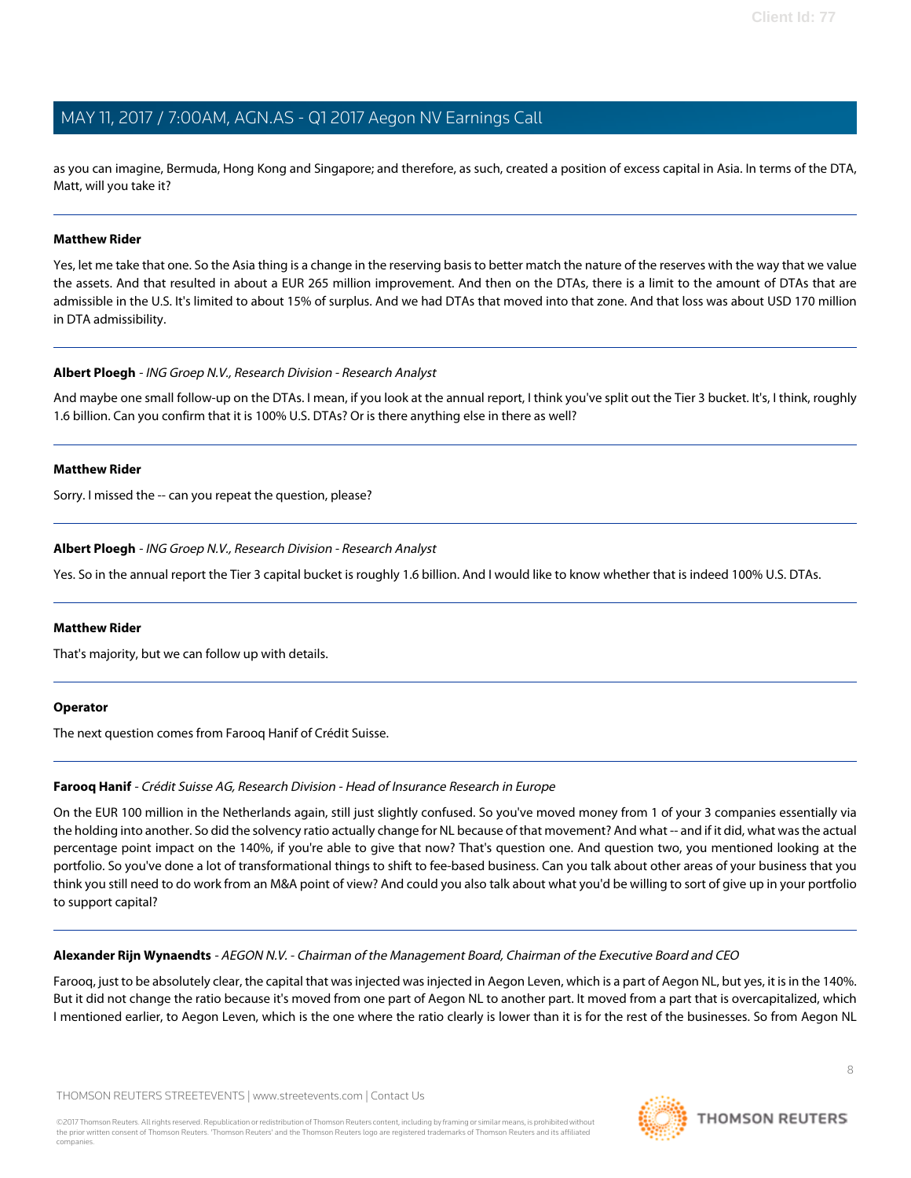as you can imagine, Bermuda, Hong Kong and Singapore; and therefore, as such, created a position of excess capital in Asia. In terms of the DTA, Matt, will you take it?

---

**Matthew Rider**

Yes, let me take that one. So the Asia thing is a change in the reserving basis to better match the nature of the reserves with the way that we value the assets. And that resulted in about a EUR 265 million improvement. And then on the DTAs, there is a limit to the amount of DTAs that are admissible in the U.S. It's limited to about 15% of surplus. And we had DTAs that moved into that zone. And that loss was about USD 170 million in DTA admissibility.

---

**Albert Ploegh** - *ING Groep N.V., Research Division - Research Analyst*

And maybe one small follow-up on the DTAs. I mean, if you look at the annual report, I think you've split out the Tier 3 bucket. It's, I think, roughly 1.6 billion. Can you confirm that it is 100% U.S. DTAs? Or is there anything else in there as well?

---

**Matthew Rider**

Sorry. I missed the -- can you repeat the question, please?

---

**Albert Ploegh** - *ING Groep N.V., Research Division - Research Analyst*

Yes. So in the annual report the Tier 3 capital bucket is roughly 1.6 billion. And I would like to know whether that is indeed 100% U.S. DTAs.

---

**Matthew Rider**

That's majority, but we can follow up with details.

---

**Operator**

The next question comes from Farooq Hanif of Crédit Suisse.

---

**Farooq Hanif** - *Crédit Suisse AG, Research Division - Head of Insurance Research in Europe*

On the EUR 100 million in the Netherlands again, still just slightly confused. So you've moved money from 1 of your 3 companies essentially via the holding into another. So did the solvency ratio actually change for NL because of that movement? And what -- and if it did, what was the actual percentage point impact on the 140%, if you're able to give that now? That's question one. And question two, you mentioned looking at the portfolio. So you've done a lot of transformational things to shift to fee-based business. Can you talk about other areas of your business that you think you still need to do work from an M&A point of view? And could you also talk about what you'd be willing to sort of give up in your portfolio to support capital?

---

**Alexander Rijn Wynaendts** - *AEGON N.V. - Chairman of the Management Board, Chairman of the Executive Board and CEO*

Farooq, just to be absolutely clear, the capital that was injected was injected in Aegon Leven, which is a part of Aegon NL, but yes, it is in the 140%. But it did not change the ratio because it's moved from one part of Aegon NL to another part. It moved from a part that is overcapitalized, which I mentioned earlier, to Aegon Leven, which is the one where the ratio clearly is lower than it is for the rest of the businesses. So from Aegon NL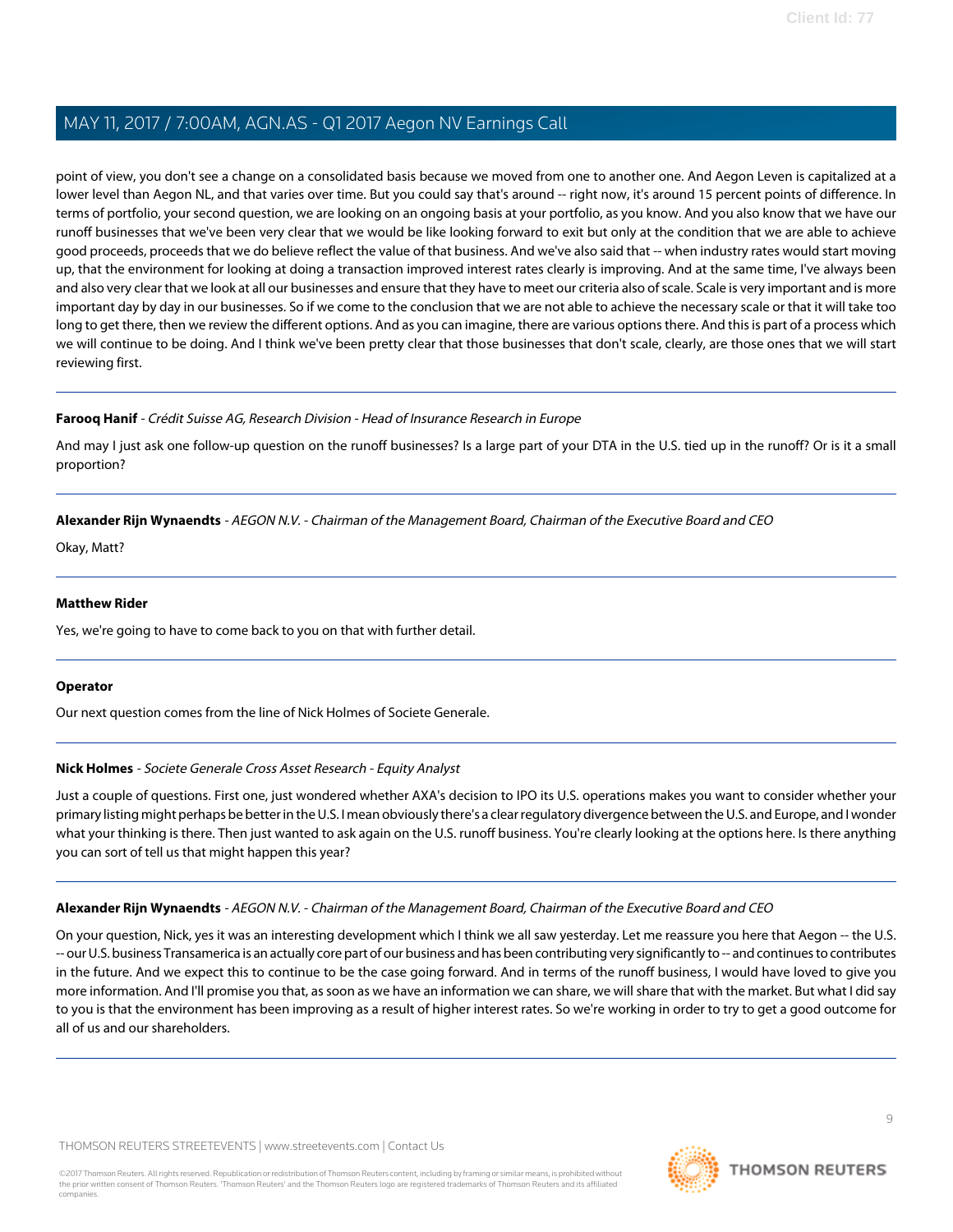point of view, you don't see a change on a consolidated basis because we moved from one to another one. And Aegon Leven is capitalized at a lower level than Aegon NL, and that varies over time. But you could say that's around -- right now, it's around 15 percent points of difference. In terms of portfolio, your second question, we are looking on an ongoing basis at your portfolio, as you know. And you also know that we have our runoff businesses that we've been very clear that we would be like looking forward to exit but only at the condition that we are able to achieve good proceeds, proceeds that we do believe reflect the value of that business. And we've also said that -- when industry rates would start moving up, that the environment for looking at doing a transaction improved interest rates clearly is improving. And at the same time, I've always been and also very clear that we look at all our businesses and ensure that they have to meet our criteria also of scale. Scale is very important and is more important day by day in our businesses. So if we come to the conclusion that we are not able to achieve the necessary scale or that it will take too long to get there, then we review the different options. And as you can imagine, there are various options there. And this is part of a process which we will continue to be doing. And I think we've been pretty clear that those businesses that don't scale, clearly, are those ones that we will start reviewing first.

---

**Farooq Hanif** - *Crédit Suisse AG, Research Division - Head of Insurance Research in Europe*

And may I just ask one follow-up question on the runoff businesses? Is a large part of your DTA in the U.S. tied up in the runoff? Or is it a small proportion?

---

**Alexander Rijn Wynaendts** - *AEGON N.V. - Chairman of the Management Board, Chairman of the Executive Board and CEO*

Okay, Matt?

---

**Matthew Rider**

Yes, we're going to have to come back to you on that with further detail.

---

**Operator**

Our next question comes from the line of Nick Holmes of Societe Generale.

---

**Nick Holmes** - *Societe Generale Cross Asset Research - Equity Analyst*

Just a couple of questions. First one, just wondered whether AXA's decision to IPO its U.S. operations makes you want to consider whether your primary listing might perhaps be better in the U.S. I mean obviously there's a clear regulatory divergence between the U.S. and Europe, and I wonder what your thinking is there. Then just wanted to ask again on the U.S. runoff business. You're clearly looking at the options here. Is there anything you can sort of tell us that might happen this year?

---

**Alexander Rijn Wynaendts** - *AEGON N.V. - Chairman of the Management Board, Chairman of the Executive Board and CEO*

On your question, Nick, yes it was an interesting development which I think we all saw yesterday. Let me reassure you here that Aegon -- the U.S. -- our U.S. business Transamerica is an actually core part of our business and has been contributing very significantly to -- and continues to contributes in the future. And we expect this to continue to be the case going forward. And in terms of the runoff business, I would have loved to give you more information. And I'll promise you that, as soon as we have an information we can share, we will share that with the market. But what I did say to you is that the environment has been improving as a result of higher interest rates. So we're working in order to try to get a good outcome for all of us and our shareholders.

---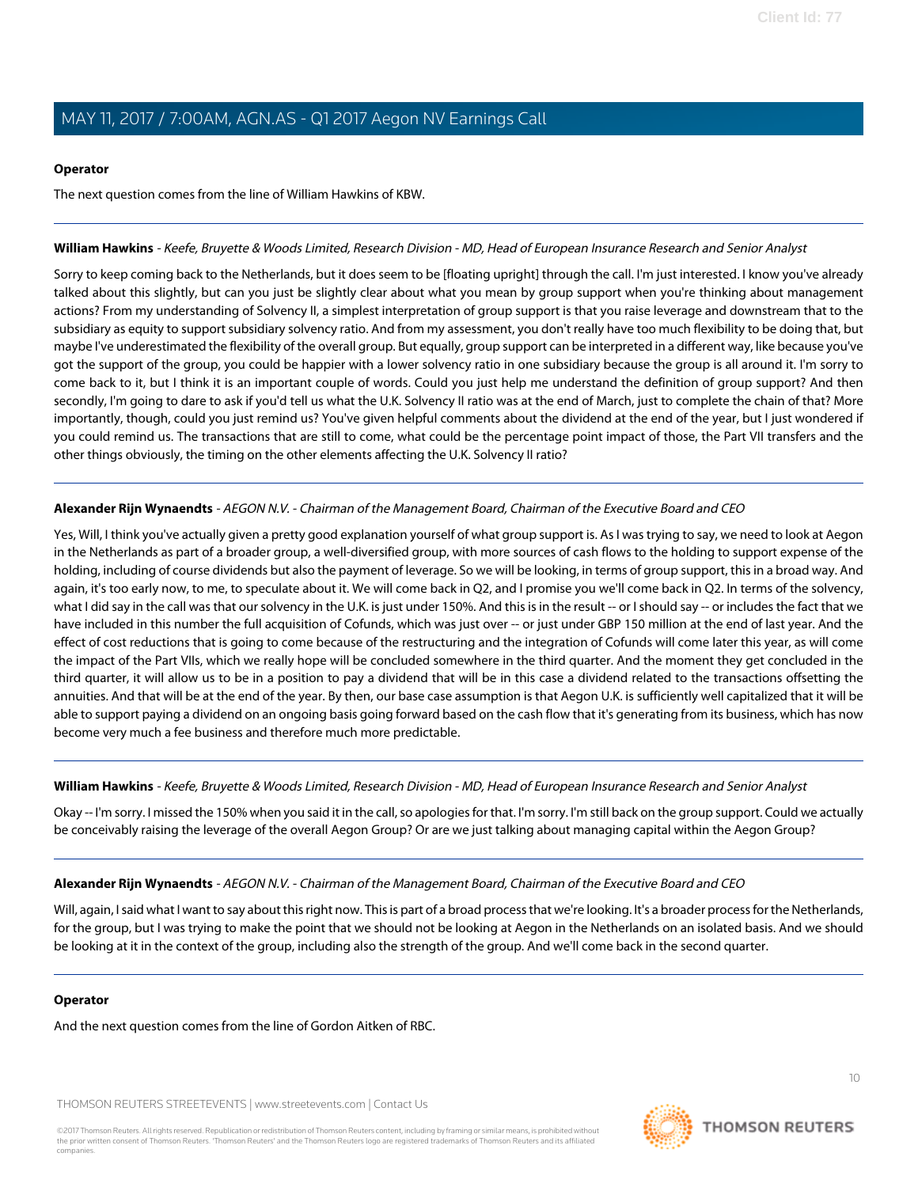**Operator**

The next question comes from the line of William Hawkins of KBW.

---

**William Hawkins** - *Keefe, Bruyette & Woods Limited, Research Division - MD, Head of European Insurance Research and Senior Analyst*

Sorry to keep coming back to the Netherlands, but it does seem to be [floating upright] through the call. I'm just interested. I know you've already talked about this slightly, but can you just be slightly clear about what you mean by group support when you're thinking about management actions? From my understanding of Solvency II, a simplest interpretation of group support is that you raise leverage and downstream that to the subsidiary as equity to support subsidiary solvency ratio. And from my assessment, you don't really have too much flexibility to be doing that, but maybe I've underestimated the flexibility of the overall group. But equally, group support can be interpreted in a different way, like because you've got the support of the group, you could be happier with a lower solvency ratio in one subsidiary because the group is all around it. I'm sorry to come back to it, but I think it is an important couple of words. Could you just help me understand the definition of group support? And then secondly, I'm going to dare to ask if you'd tell us what the U.K. Solvency II ratio was at the end of March, just to complete the chain of that? More importantly, though, could you just remind us? You've given helpful comments about the dividend at the end of the year, but I just wondered if you could remind us. The transactions that are still to come, what could be the percentage point impact of those, the Part VII transfers and the other things obviously, the timing on the other elements affecting the U.K. Solvency II ratio?

---

**Alexander Rijn Wynaendts** - *AEGON N.V. - Chairman of the Management Board, Chairman of the Executive Board and CEO*

Yes, Will, I think you've actually given a pretty good explanation yourself of what group support is. As I was trying to say, we need to look at Aegon in the Netherlands as part of a broader group, a well-diversified group, with more sources of cash flows to the holding to support expense of the holding, including of course dividends but also the payment of leverage. So we will be looking, in terms of group support, this in a broad way. And again, it's too early now, to me, to speculate about it. We will come back in Q2, and I promise you we'll come back in Q2. In terms of the solvency, what I did say in the call was that our solvency in the U.K. is just under 150%. And this is in the result -- or I should say -- or includes the fact that we have included in this number the full acquisition of Cofunds, which was just over -- or just under GBP 150 million at the end of last year. And the effect of cost reductions that is going to come because of the restructuring and the integration of Cofunds will come later this year, as will come the impact of the Part VIIs, which we really hope will be concluded somewhere in the third quarter. And the moment they get concluded in the third quarter, it will allow us to be in a position to pay a dividend that will be in this case a dividend related to the transactions offsetting the annuities. And that will be at the end of the year. By then, our base case assumption is that Aegon U.K. is sufficiently well capitalized that it will be able to support paying a dividend on an ongoing basis going forward based on the cash flow that it's generating from its business, which has now become very much a fee business and therefore much more predictable.

---

**William Hawkins** - *Keefe, Bruyette & Woods Limited, Research Division - MD, Head of European Insurance Research and Senior Analyst*

Okay -- I'm sorry. I missed the 150% when you said it in the call, so apologies for that. I'm sorry. I'm still back on the group support. Could we actually be conceivably raising the leverage of the overall Aegon Group? Or are we just talking about managing capital within the Aegon Group?

---

**Alexander Rijn Wynaendts** - *AEGON N.V. - Chairman of the Management Board, Chairman of the Executive Board and CEO*

Will, again, I said what I want to say about this right now. This is part of a broad process that we're looking. It's a broader process for the Netherlands, for the group, but I was trying to make the point that we should not be looking at Aegon in the Netherlands on an isolated basis. And we should be looking at it in the context of the group, including also the strength of the group. And we'll come back in the second quarter.

---

**Operator**

And the next question comes from the line of Gordon Aitken of RBC.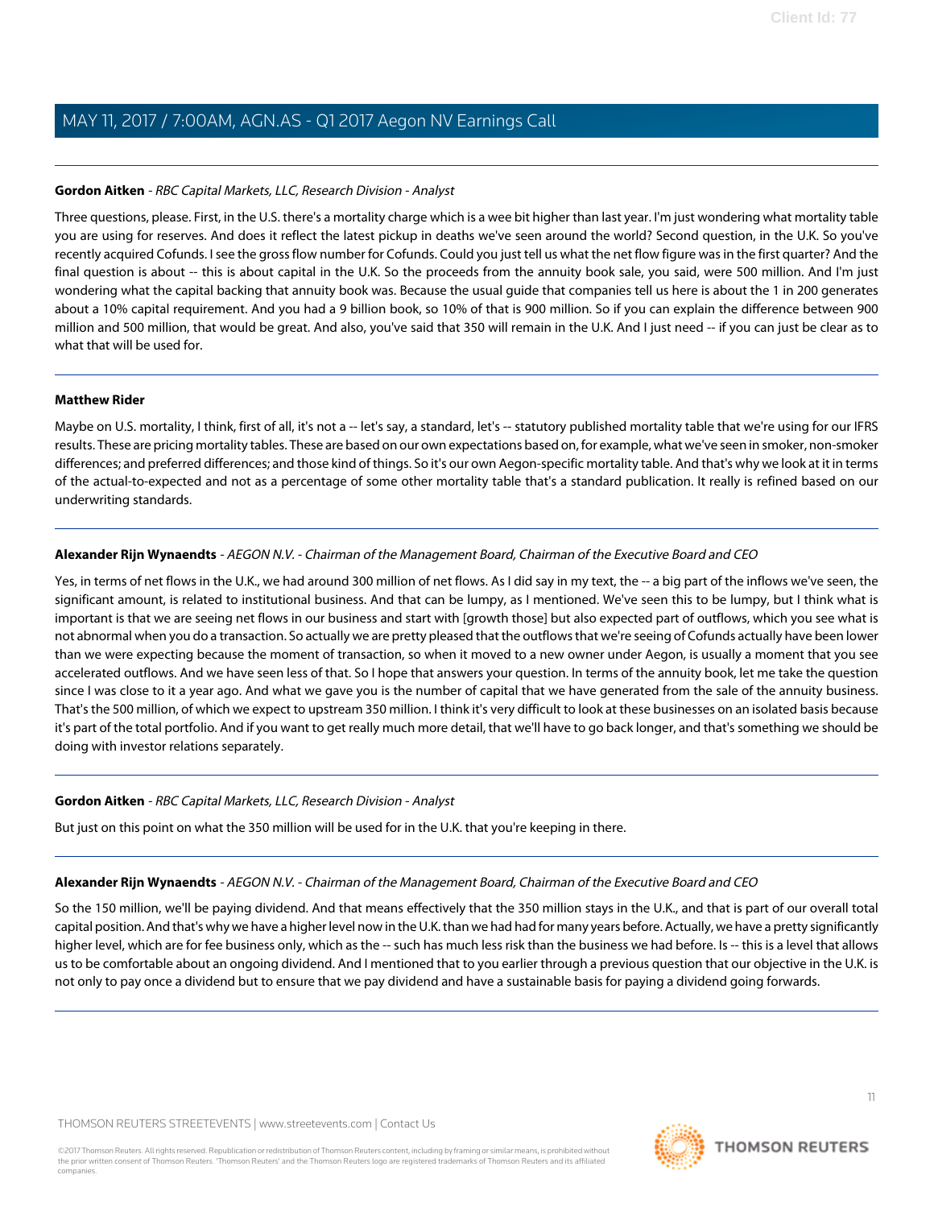**Gordon Aitken** - *RBC Capital Markets, LLC, Research Division - Analyst*

Three questions, please. First, in the U.S. there's a mortality charge which is a wee bit higher than last year. I'm just wondering what mortality table you are using for reserves. And does it reflect the latest pickup in deaths we've seen around the world? Second question, in the U.K. So you've recently acquired Cofunds. I see the gross flow number for Cofunds. Could you just tell us what the net flow figure was in the first quarter? And the final question is about -- this is about capital in the U.K. So the proceeds from the annuity book sale, you said, were 500 million. And I'm just wondering what the capital backing that annuity book was. Because the usual guide that companies tell us here is about the 1 in 200 generates about a 10% capital requirement. And you had a 9 billion book, so 10% of that is 900 million. So if you can explain the difference between 900 million and 500 million, that would be great. And also, you've said that 350 will remain in the U.K. And I just need -- if you can just be clear as to what that will be used for.

---

**Matthew Rider**

Maybe on U.S. mortality, I think, first of all, it's not a -- let's say, a standard, let's -- statutory published mortality table that we're using for our IFRS results. These are pricing mortality tables. These are based on our own expectations based on, for example, what we've seen in smoker, non-smoker differences; and preferred differences; and those kind of things. So it's our own Aegon-specific mortality table. And that's why we look at it in terms of the actual-to-expected and not as a percentage of some other mortality table that's a standard publication. It really is refined based on our underwriting standards.

---

**Alexander Rijn Wynaendts** - *AEGON N.V. - Chairman of the Management Board, Chairman of the Executive Board and CEO*

Yes, in terms of net flows in the U.K., we had around 300 million of net flows. As I did say in my text, the -- a big part of the inflows we've seen, the significant amount, is related to institutional business. And that can be lumpy, as I mentioned. We've seen this to be lumpy, but I think what is important is that we are seeing net flows in our business and start with [growth those] but also expected part of outflows, which you see what is not abnormal when you do a transaction. So actually we are pretty pleased that the outflows that we're seeing of Cofunds actually have been lower than we were expecting because the moment of transaction, so when it moved to a new owner under Aegon, is usually a moment that you see accelerated outflows. And we have seen less of that. So I hope that answers your question. In terms of the annuity book, let me take the question since I was close to it a year ago. And what we gave you is the number of capital that we have generated from the sale of the annuity business. That's the 500 million, of which we expect to upstream 350 million. I think it's very difficult to look at these businesses on an isolated basis because it's part of the total portfolio. And if you want to get really much more detail, that we'll have to go back longer, and that's something we should be doing with investor relations separately.

---

**Gordon Aitken** - *RBC Capital Markets, LLC, Research Division - Analyst*

But just on this point on what the 350 million will be used for in the U.K. that you're keeping in there.

---

**Alexander Rijn Wynaendts** - *AEGON N.V. - Chairman of the Management Board, Chairman of the Executive Board and CEO*

So the 150 million, we'll be paying dividend. And that means effectively that the 350 million stays in the U.K., and that is part of our overall total capital position. And that's why we have a higher level now in the U.K. than we had had for many years before. Actually, we have a pretty significantly higher level, which are for fee business only, which as the -- such has much less risk than the business we had before. Is -- this is a level that allows us to be comfortable about an ongoing dividend. And I mentioned that to you earlier through a previous question that our objective in the U.K. is not only to pay once a dividend but to ensure that we pay dividend and have a sustainable basis for paying a dividend going forwards.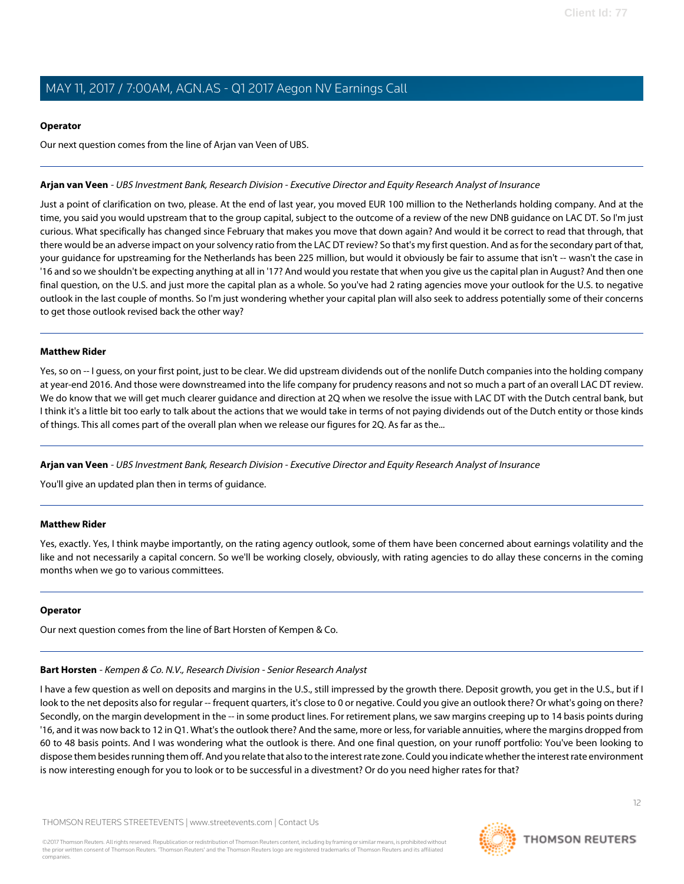**Operator**

Our next question comes from the line of Arjan van Veen of UBS.

**Arjan van Veen** - *UBS Investment Bank, Research Division - Executive Director and Equity Research Analyst of Insurance*

Just a point of clarification on two, please. At the end of last year, you moved EUR 100 million to the Netherlands holding company. And at the time, you said you would upstream that to the group capital, subject to the outcome of a review of the new DNB guidance on LAC DT. So I'm just curious. What specifically has changed since February that makes you move that down again? And would it be correct to read that through, that there would be an adverse impact on your solvency ratio from the LAC DT review? So that's my first question. And as for the secondary part of that, your guidance for upstreaming for the Netherlands has been 225 million, but would it obviously be fair to assume that isn't -- wasn't the case in '16 and so we shouldn't be expecting anything at all in '17? And would you restate that when you give us the capital plan in August? And then one final question, on the U.S. and just more the capital plan as a whole. So you've had 2 rating agencies move your outlook for the U.S. to negative outlook in the last couple of months. So I'm just wondering whether your capital plan will also seek to address potentially some of their concerns to get those outlook revised back the other way?

**Matthew Rider**

Yes, so on -- I guess, on your first point, just to be clear. We did upstream dividends out of the nonlife Dutch companies into the holding company at year-end 2016. And those were downstreamed into the life company for prudency reasons and not so much a part of an overall LAC DT review. We do know that we will get much clearer guidance and direction at 2Q when we resolve the issue with LAC DT with the Dutch central bank, but I think it's a little bit too early to talk about the actions that we would take in terms of not paying dividends out of the Dutch entity or those kinds of things. This all comes part of the overall plan when we release our figures for 2Q. As far as the...

**Arjan van Veen** - *UBS Investment Bank, Research Division - Executive Director and Equity Research Analyst of Insurance*

You'll give an updated plan then in terms of guidance.

**Matthew Rider**

Yes, exactly. Yes, I think maybe importantly, on the rating agency outlook, some of them have been concerned about earnings volatility and the like and not necessarily a capital concern. So we'll be working closely, obviously, with rating agencies to do allay these concerns in the coming months when we go to various committees.

**Operator**

Our next question comes from the line of Bart Horsten of Kempen & Co.

**Bart Horsten** - *Kempen & Co. N.V., Research Division - Senior Research Analyst*

I have a few question as well on deposits and margins in the U.S., still impressed by the growth there. Deposit growth, you get in the U.S., but if I look to the net deposits also for regular -- frequent quarters, it's close to 0 or negative. Could you give an outlook there? Or what's going on there? Secondly, on the margin development in the -- in some product lines. For retirement plans, we saw margins creeping up to 14 basis points during '16, and it was now back to 12 in Q1. What's the outlook there? And the same, more or less, for variable annuities, where the margins dropped from 60 to 48 basis points. And I was wondering what the outlook is there. And one final question, on your runoff portfolio: You've been looking to dispose them besides running them off. And you relate that also to the interest rate zone. Could you indicate whether the interest rate environment is now interesting enough for you to look or to be successful in a divestment? Or do you need higher rates for that?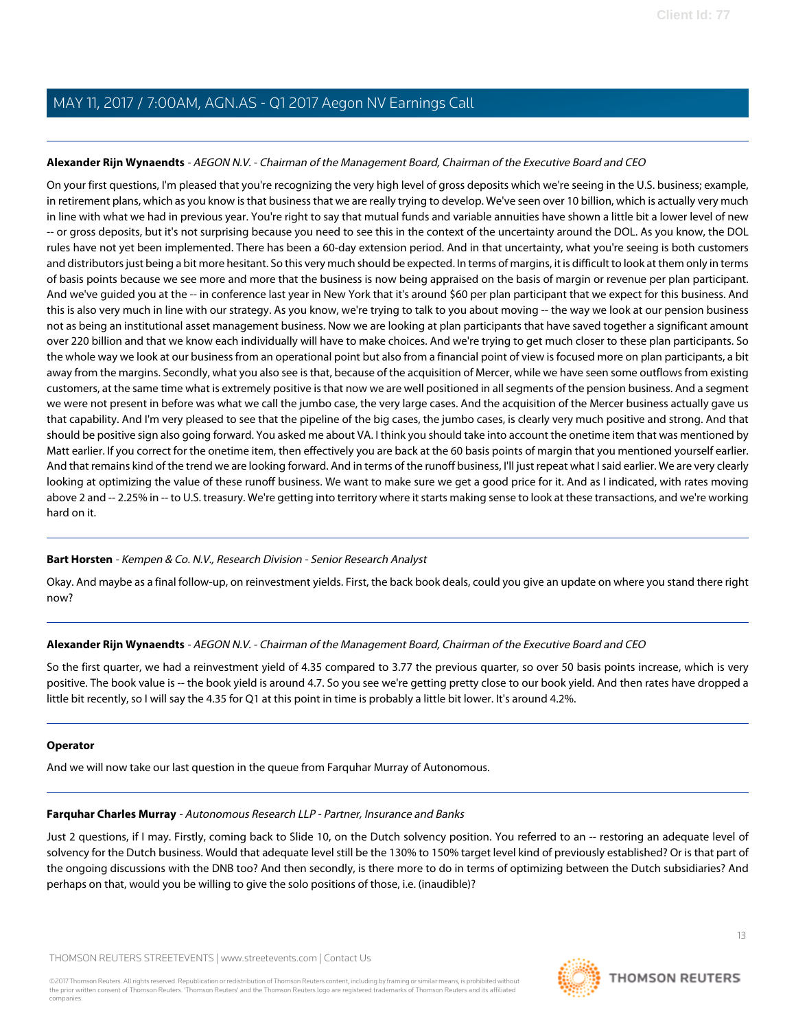**Alexander Rijn Wynaendts** - *AEGON N.V. - Chairman of the Management Board, Chairman of the Executive Board and CEO*

On your first questions, I'm pleased that you're recognizing the very high level of gross deposits which we're seeing in the U.S. business; example, in retirement plans, which as you know is that business that we are really trying to develop. We've seen over 10 billion, which is actually very much in line with what we had in previous year. You're right to say that mutual funds and variable annuities have shown a little bit a lower level of new -- or gross deposits, but it's not surprising because you need to see this in the context of the uncertainty around the DOL. As you know, the DOL rules have not yet been implemented. There has been a 60-day extension period. And in that uncertainty, what you're seeing is both customers and distributors just being a bit more hesitant. So this very much should be expected. In terms of margins, it is difficult to look at them only in terms of basis points because we see more and more that the business is now being appraised on the basis of margin or revenue per plan participant. And we've guided you at the -- in conference last year in New York that it's around $60 per plan participant that we expect for this business. And this is also very much in line with our strategy. As you know, we're trying to talk to you about moving -- the way we look at our pension business not as being an institutional asset management business. Now we are looking at plan participants that have saved together a significant amount over 220 billion and that we know each individually will have to make choices. And we're trying to get much closer to these plan participants. So the whole way we look at our business from an operational point but also from a financial point of view is focused more on plan participants, a bit away from the margins. Secondly, what you also see is that, because of the acquisition of Mercer, while we have seen some outflows from existing customers, at the same time what is extremely positive is that now we are well positioned in all segments of the pension business. And a segment we were not present in before was what we call the jumbo case, the very large cases. And the acquisition of the Mercer business actually gave us that capability. And I'm very pleased to see that the pipeline of the big cases, the jumbo cases, is clearly very much positive and strong. And that should be positive sign also going forward. You asked me about VA. I think you should take into account the onetime item that was mentioned by Matt earlier. If you correct for the onetime item, then effectively you are back at the 60 basis points of margin that you mentioned yourself earlier. And that remains kind of the trend we are looking forward. And in terms of the runoff business, I'll just repeat what I said earlier. We are very clearly looking at optimizing the value of these runoff business. We want to make sure we get a good price for it. And as I indicated, with rates moving above 2 and -- 2.25% in -- to U.S. treasury. We're getting into territory where it starts making sense to look at these transactions, and we're working hard on it.

---

**Bart Horsten** - *Kempen & Co. N.V., Research Division - Senior Research Analyst*

Okay. And maybe as a final follow-up, on reinvestment yields. First, the back book deals, could you give an update on where you stand there right now?

---

**Alexander Rijn Wynaendts** - *AEGON N.V. - Chairman of the Management Board, Chairman of the Executive Board and CEO*

So the first quarter, we had a reinvestment yield of 4.35 compared to 3.77 the previous quarter, so over 50 basis points increase, which is very positive. The book value is -- the book yield is around 4.7. So you see we're getting pretty close to our book yield. And then rates have dropped a little bit recently, so I will say the 4.35 for Q1 at this point in time is probably a little bit lower. It's around 4.2%.

---

**Operator**

And we will now take our last question in the queue from Farquhar Murray of Autonomous.

---

**Farquhar Charles Murray** - *Autonomous Research LLP - Partner, Insurance and Banks*

Just 2 questions, if I may. Firstly, coming back to Slide 10, on the Dutch solvency position. You referred to an -- restoring an adequate level of solvency for the Dutch business. Would that adequate level still be the 130% to 150% target level kind of previously established? Or is that part of the ongoing discussions with the DNB too? And then secondly, is there more to do in terms of optimizing between the Dutch subsidiaries? And perhaps on that, would you be willing to give the solo positions of those, i.e. (inaudible)?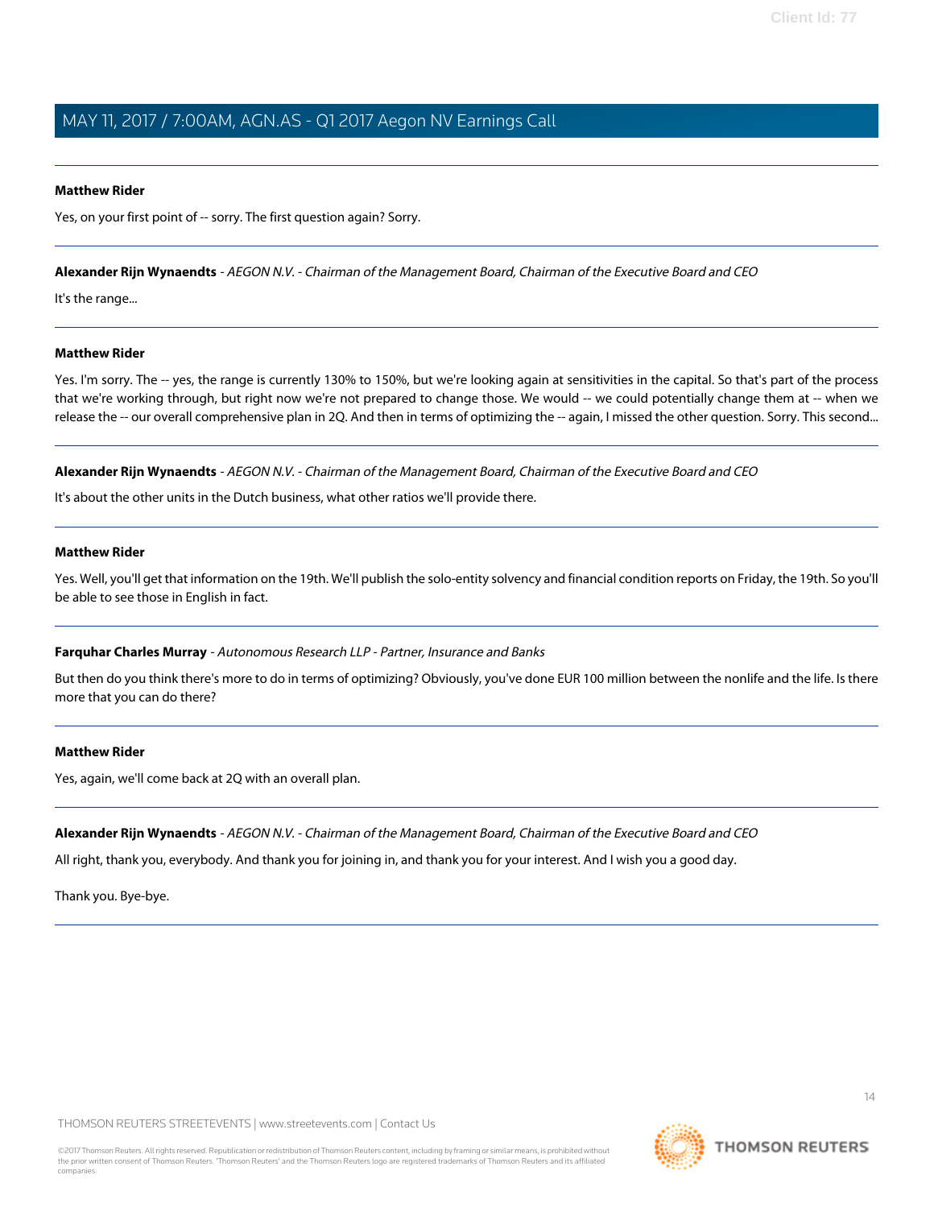**Matthew Rider**

Yes, on your first point of -- sorry. The first question again? Sorry.

---

**Alexander Rijn Wynaendts** - *AEGON N.V. - Chairman of the Management Board, Chairman of the Executive Board and CEO*

It's the range...

---

**Matthew Rider**

Yes. I'm sorry. The -- yes, the range is currently 130% to 150%, but we're looking again at sensitivities in the capital. So that's part of the process that we're working through, but right now we're not prepared to change those. We would -- we could potentially change them at -- when we release the -- our overall comprehensive plan in 2Q. And then in terms of optimizing the -- again, I missed the other question. Sorry. This second...

---

**Alexander Rijn Wynaendts** - *AEGON N.V. - Chairman of the Management Board, Chairman of the Executive Board and CEO*

It's about the other units in the Dutch business, what other ratios we'll provide there.

---

**Matthew Rider**

Yes. Well, you'll get that information on the 19th. We'll publish the solo-entity solvency and financial condition reports on Friday, the 19th. So you'll be able to see those in English in fact.

---

**Farquhar Charles Murray** - *Autonomous Research LLP - Partner, Insurance and Banks*

But then do you think there's more to do in terms of optimizing? Obviously, you've done EUR 100 million between the nonlife and the life. Is there more that you can do there?

---

**Matthew Rider**

Yes, again, we'll come back at 2Q with an overall plan.

---

**Alexander Rijn Wynaendts** - *AEGON N.V. - Chairman of the Management Board, Chairman of the Executive Board and CEO*

All right, thank you, everybody. And thank you for joining in, and thank you for your interest. And I wish you a good day.

Thank you. Bye-bye.

---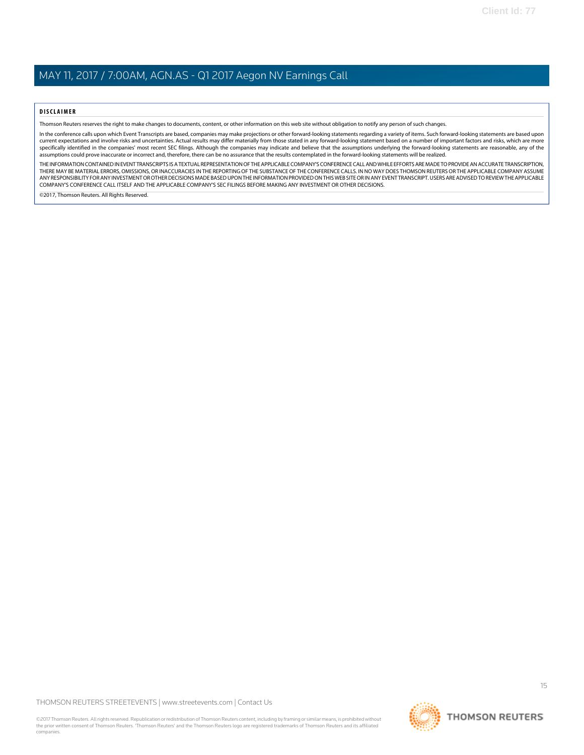## DISCLAIMER

Thomson Reuters reserves the right to make changes to documents, content, or other information on this web site without obligation to notify any person of such changes.

In the conference calls upon which Event Transcripts are based, companies may make projections or other forward-looking statements regarding a variety of items. Such forward-looking statements are based upon current expectations and involve risks and uncertainties. Actual results may differ materially from those stated in any forward-looking statement based on a number of important factors and risks, which are more specifically identified in the companies' most recent SEC filings. Although the companies may indicate and believe that the assumptions underlying the forward-looking statements are reasonable, any of the assumptions could prove inaccurate or incorrect and, therefore, there can be no assurance that the results contemplated in the forward-looking statements will be realized.

THE INFORMATION CONTAINED IN EVENT TRANSCRIPTS IS A TEXTUAL REPRESENTATION OF THE APPLICABLE COMPANY'S CONFERENCE CALL AND WHILE EFFORTS ARE MADE TO PROVIDE AN ACCURATE TRANSCRIPTION, THERE MAY BE MATERIAL ERRORS, OMISSIONS, OR INACCURACIES IN THE REPORTING OF THE SUBSTANCE OF THE CONFERENCE CALLS. IN NO WAY DOES THOMSON REUTERS OR THE APPLICABLE COMPANY ASSUME ANY RESPONSIBILITY FOR ANY INVESTMENT OR OTHER DECISIONS MADE BASED UPON THE INFORMATION PROVIDED ON THIS WEB SITE OR IN ANY EVENT TRANSCRIPT. USERS ARE ADVISED TO REVIEW THE APPLICABLE COMPANY'S CONFERENCE CALL ITSELF AND THE APPLICABLE COMPANY'S SEC FILINGS BEFORE MAKING ANY INVESTMENT OR OTHER DECISIONS.

©2017, Thomson Reuters. All Rights Reserved.